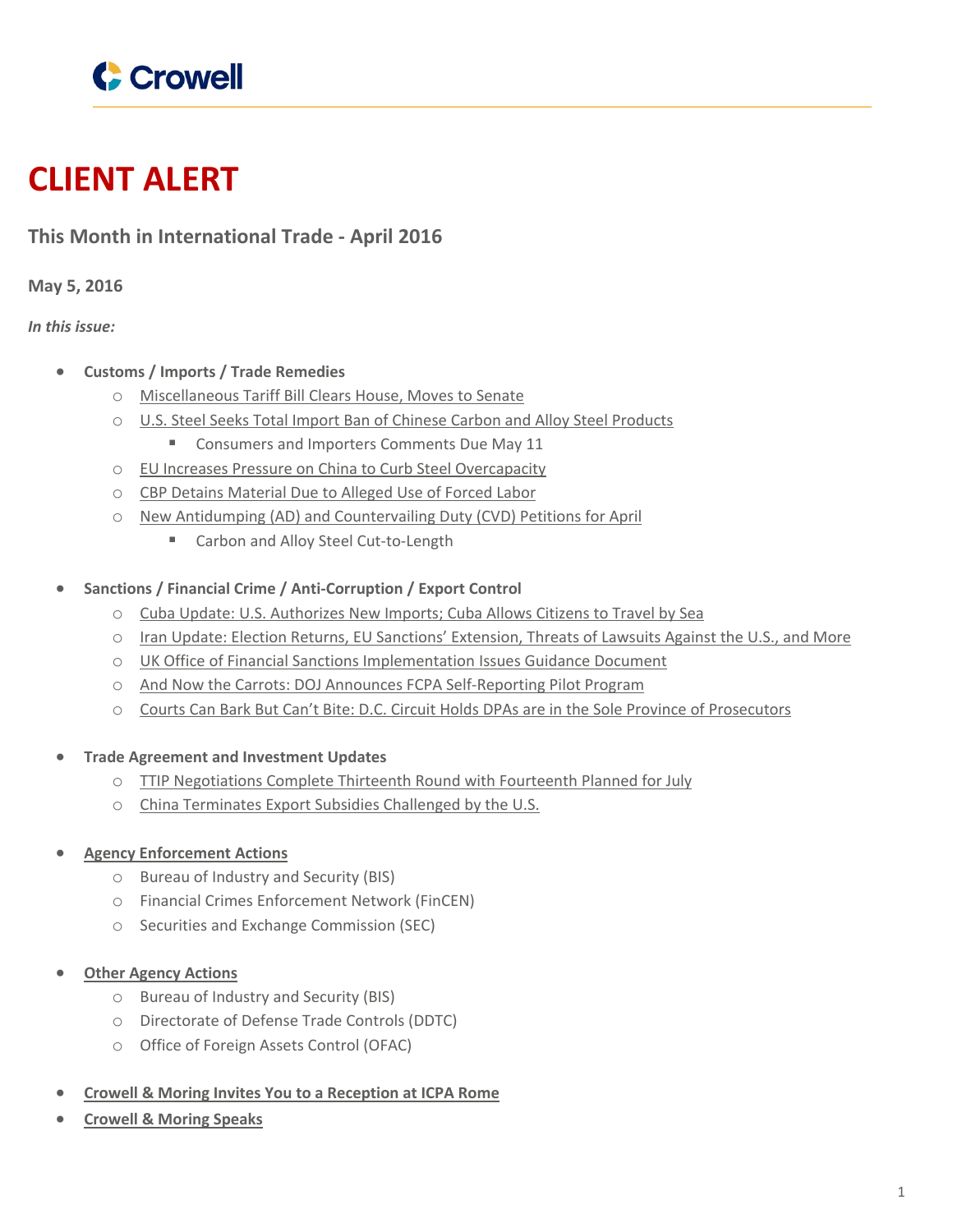Crowell

# CLIENT ALERT

## This Month in International Trade - April 2016

**May 5, 2016**

***In this issue:***

- **Customs / Imports / Trade Remedies**
  - Miscellaneous Tariff Bill Clears House, Moves to Senate
  - U.S. Steel Seeks Total Import Ban of Chinese Carbon and Alloy Steel Products
    - Consumers and Importers Comments Due May 11
  - EU Increases Pressure on China to Curb Steel Overcapacity
  - CBP Detains Material Due to Alleged Use of Forced Labor
  - New Antidumping (AD) and Countervailing Duty (CVD) Petitions for April
    - Carbon and Alloy Steel Cut-to-Length
- **Sanctions / Financial Crime / Anti-Corruption / Export Control**
  - Cuba Update: U.S. Authorizes New Imports; Cuba Allows Citizens to Travel by Sea
  - Iran Update: Election Returns, EU Sanctions' Extension, Threats of Lawsuits Against the U.S., and More
  - UK Office of Financial Sanctions Implementation Issues Guidance Document
  - And Now the Carrots: DOJ Announces FCPA Self-Reporting Pilot Program
  - Courts Can Bark But Can't Bite: D.C. Circuit Holds DPAs are in the Sole Province of Prosecutors
- **Trade Agreement and Investment Updates**
  - TTIP Negotiations Complete Thirteenth Round with Fourteenth Planned for July
  - China Terminates Export Subsidies Challenged by the U.S.
- **Agency Enforcement Actions**
  - Bureau of Industry and Security (BIS)
  - Financial Crimes Enforcement Network (FinCEN)
  - Securities and Exchange Commission (SEC)
- **Other Agency Actions**
  - Bureau of Industry and Security (BIS)
  - Directorate of Defense Trade Controls (DDTC)
  - Office of Foreign Assets Control (OFAC)
- **Crowell & Moring Invites You to a Reception at ICPA Rome**
- **Crowell & Moring Speaks**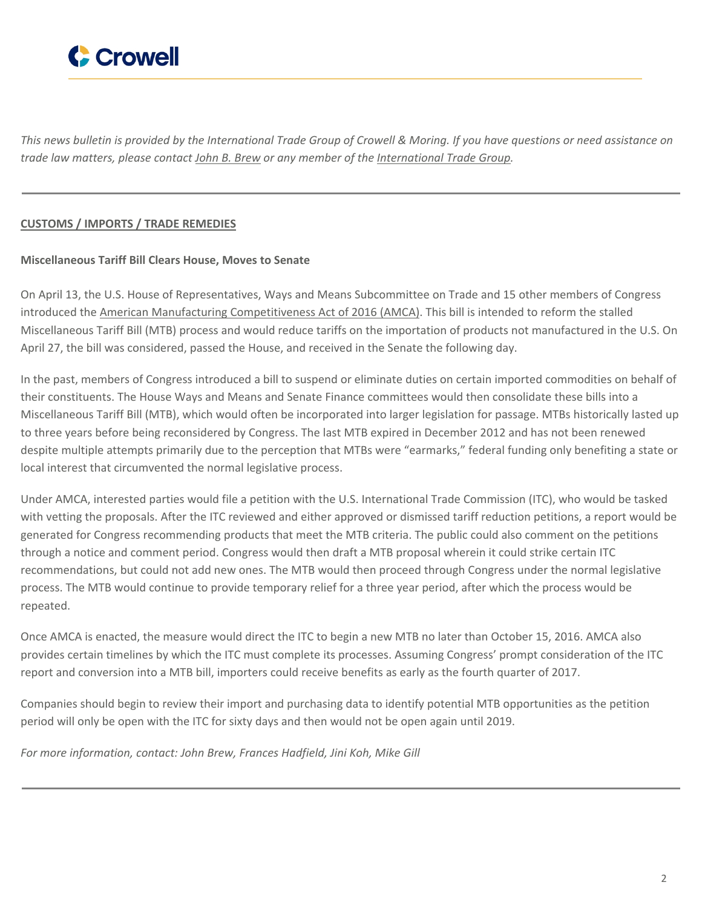*This news bulletin is provided by the International Trade Group of Crowell & Moring. If you have questions or need assistance on trade law matters, please contact John B. Brew or any member of the International Trade Group.*

---

**CUSTOMS / IMPORTS / TRADE REMEDIES**

**Miscellaneous Tariff Bill Clears House, Moves to Senate**

On April 13, the U.S. House of Representatives, Ways and Means Subcommittee on Trade and 15 other members of Congress introduced the American Manufacturing Competitiveness Act of 2016 (AMCA). This bill is intended to reform the stalled Miscellaneous Tariff Bill (MTB) process and would reduce tariffs on the importation of products not manufactured in the U.S. On April 27, the bill was considered, passed the House, and received in the Senate the following day.

In the past, members of Congress introduced a bill to suspend or eliminate duties on certain imported commodities on behalf of their constituents. The House Ways and Means and Senate Finance committees would then consolidate these bills into a Miscellaneous Tariff Bill (MTB), which would often be incorporated into larger legislation for passage. MTBs historically lasted up to three years before being reconsidered by Congress. The last MTB expired in December 2012 and has not been renewed despite multiple attempts primarily due to the perception that MTBs were "earmarks," federal funding only benefiting a state or local interest that circumvented the normal legislative process.

Under AMCA, interested parties would file a petition with the U.S. International Trade Commission (ITC), who would be tasked with vetting the proposals. After the ITC reviewed and either approved or dismissed tariff reduction petitions, a report would be generated for Congress recommending products that meet the MTB criteria. The public could also comment on the petitions through a notice and comment period. Congress would then draft a MTB proposal wherein it could strike certain ITC recommendations, but could not add new ones. The MTB would then proceed through Congress under the normal legislative process. The MTB would continue to provide temporary relief for a three year period, after which the process would be repeated.

Once AMCA is enacted, the measure would direct the ITC to begin a new MTB no later than October 15, 2016. AMCA also provides certain timelines by which the ITC must complete its processes. Assuming Congress' prompt consideration of the ITC report and conversion into a MTB bill, importers could receive benefits as early as the fourth quarter of 2017.

Companies should begin to review their import and purchasing data to identify potential MTB opportunities as the petition period will only be open with the ITC for sixty days and then would not be open again until 2019.

*For more information, contact: John Brew, Frances Hadfield, Jini Koh, Mike Gill*

---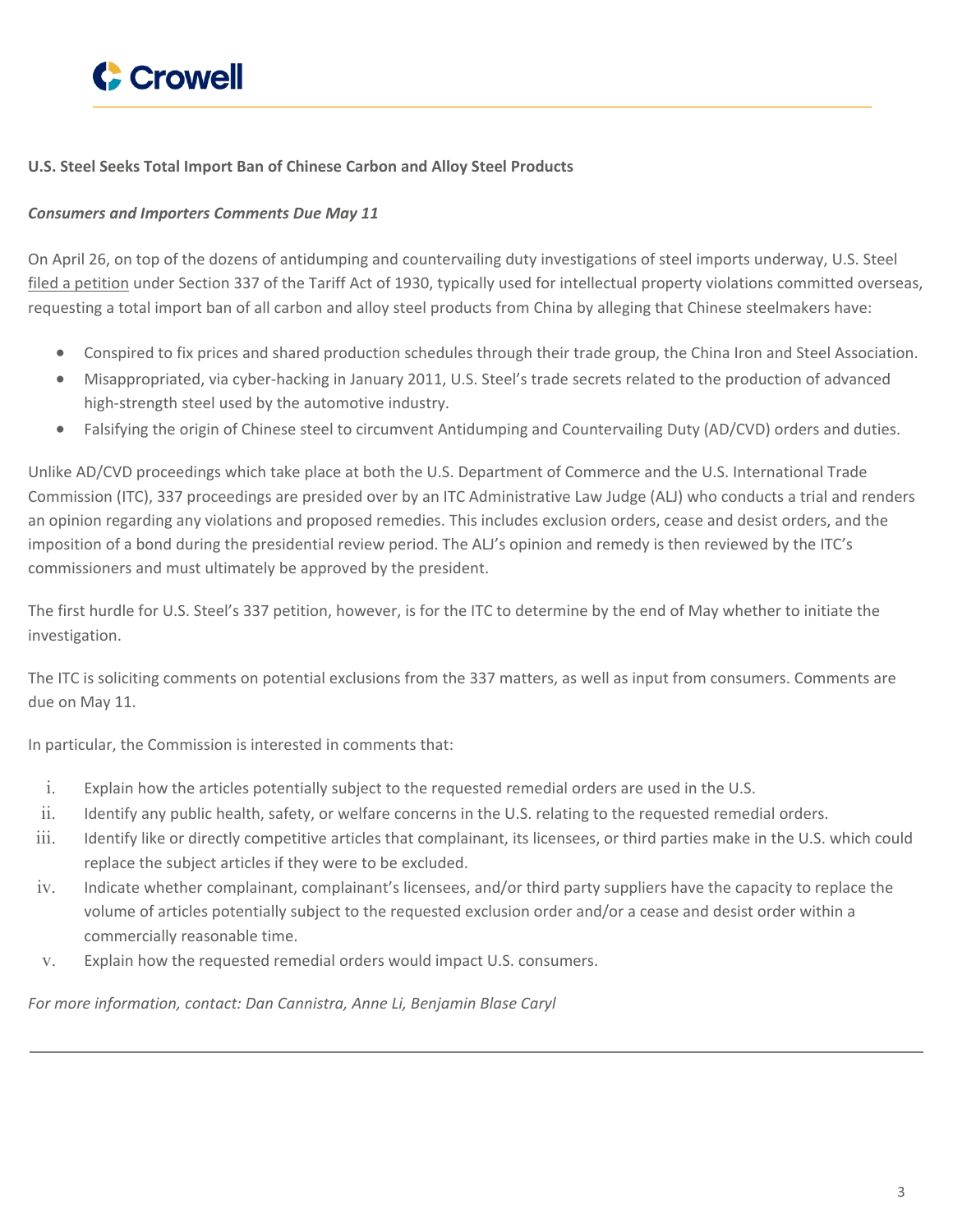**U.S. Steel Seeks Total Import Ban of Chinese Carbon and Alloy Steel Products**

***Consumers and Importers Comments Due May 11***

On April 26, on top of the dozens of antidumping and countervailing duty investigations of steel imports underway, U.S. Steel filed a petition under Section 337 of the Tariff Act of 1930, typically used for intellectual property violations committed overseas, requesting a total import ban of all carbon and alloy steel products from China by alleging that Chinese steelmakers have:

- Conspired to fix prices and shared production schedules through their trade group, the China Iron and Steel Association.
- Misappropriated, via cyber-hacking in January 2011, U.S. Steel's trade secrets related to the production of advanced high-strength steel used by the automotive industry.
- Falsifying the origin of Chinese steel to circumvent Antidumping and Countervailing Duty (AD/CVD) orders and duties.

Unlike AD/CVD proceedings which take place at both the U.S. Department of Commerce and the U.S. International Trade Commission (ITC), 337 proceedings are presided over by an ITC Administrative Law Judge (ALJ) who conducts a trial and renders an opinion regarding any violations and proposed remedies. This includes exclusion orders, cease and desist orders, and the imposition of a bond during the presidential review period. The ALJ's opinion and remedy is then reviewed by the ITC's commissioners and must ultimately be approved by the president.

The first hurdle for U.S. Steel's 337 petition, however, is for the ITC to determine by the end of May whether to initiate the investigation.

The ITC is soliciting comments on potential exclusions from the 337 matters, as well as input from consumers. Comments are due on May 11.

In particular, the Commission is interested in comments that:

i. Explain how the articles potentially subject to the requested remedial orders are used in the U.S.
ii. Identify any public health, safety, or welfare concerns in the U.S. relating to the requested remedial orders.
iii. Identify like or directly competitive articles that complainant, its licensees, or third parties make in the U.S. which could replace the subject articles if they were to be excluded.
iv. Indicate whether complainant, complainant's licensees, and/or third party suppliers have the capacity to replace the volume of articles potentially subject to the requested exclusion order and/or a cease and desist order within a commercially reasonable time.
v. Explain how the requested remedial orders would impact U.S. consumers.

*For more information, contact: Dan Cannistra, Anne Li, Benjamin Blase Caryl*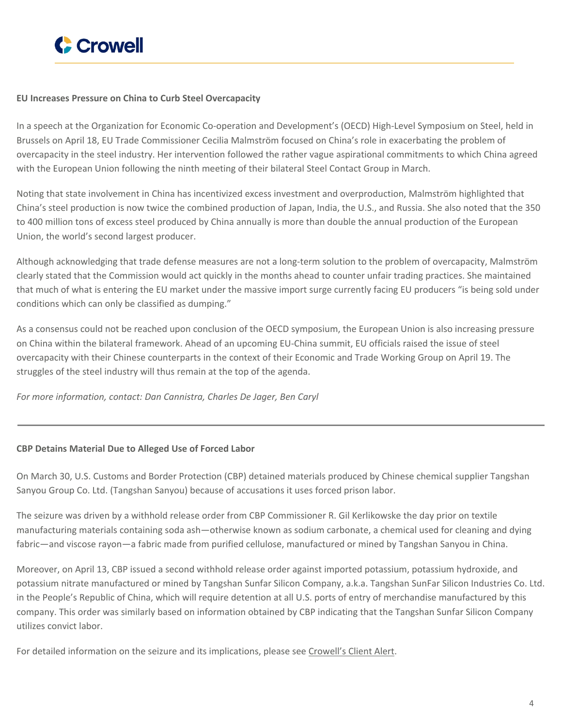**EU Increases Pressure on China to Curb Steel Overcapacity**

In a speech at the Organization for Economic Co-operation and Development's (OECD) High-Level Symposium on Steel, held in Brussels on April 18, EU Trade Commissioner Cecilia Malmström focused on China's role in exacerbating the problem of overcapacity in the steel industry. Her intervention followed the rather vague aspirational commitments to which China agreed with the European Union following the ninth meeting of their bilateral Steel Contact Group in March.

Noting that state involvement in China has incentivized excess investment and overproduction, Malmström highlighted that China's steel production is now twice the combined production of Japan, India, the U.S., and Russia. She also noted that the 350 to 400 million tons of excess steel produced by China annually is more than double the annual production of the European Union, the world's second largest producer.

Although acknowledging that trade defense measures are not a long-term solution to the problem of overcapacity, Malmström clearly stated that the Commission would act quickly in the months ahead to counter unfair trading practices. She maintained that much of what is entering the EU market under the massive import surge currently facing EU producers "is being sold under conditions which can only be classified as dumping."

As a consensus could not be reached upon conclusion of the OECD symposium, the European Union is also increasing pressure on China within the bilateral framework. Ahead of an upcoming EU-China summit, EU officials raised the issue of steel overcapacity with their Chinese counterparts in the context of their Economic and Trade Working Group on April 19. The struggles of the steel industry will thus remain at the top of the agenda.

*For more information, contact: Dan Cannistra, Charles De Jager, Ben Caryl*

---

**CBP Detains Material Due to Alleged Use of Forced Labor**

On March 30, U.S. Customs and Border Protection (CBP) detained materials produced by Chinese chemical supplier Tangshan Sanyou Group Co. Ltd. (Tangshan Sanyou) because of accusations it uses forced prison labor.

The seizure was driven by a withhold release order from CBP Commissioner R. Gil Kerlikowske the day prior on textile manufacturing materials containing soda ash—otherwise known as sodium carbonate, a chemical used for cleaning and dying fabric—and viscose rayon—a fabric made from purified cellulose, manufactured or mined by Tangshan Sanyou in China.

Moreover, on April 13, CBP issued a second withhold release order against imported potassium, potassium hydroxide, and potassium nitrate manufactured or mined by Tangshan Sunfar Silicon Company, a.k.a. Tangshan SunFar Silicon Industries Co. Ltd. in the People's Republic of China, which will require detention at all U.S. ports of entry of merchandise manufactured by this company. This order was similarly based on information obtained by CBP indicating that the Tangshan Sunfar Silicon Company utilizes convict labor.

For detailed information on the seizure and its implications, please see Crowell's Client Alert.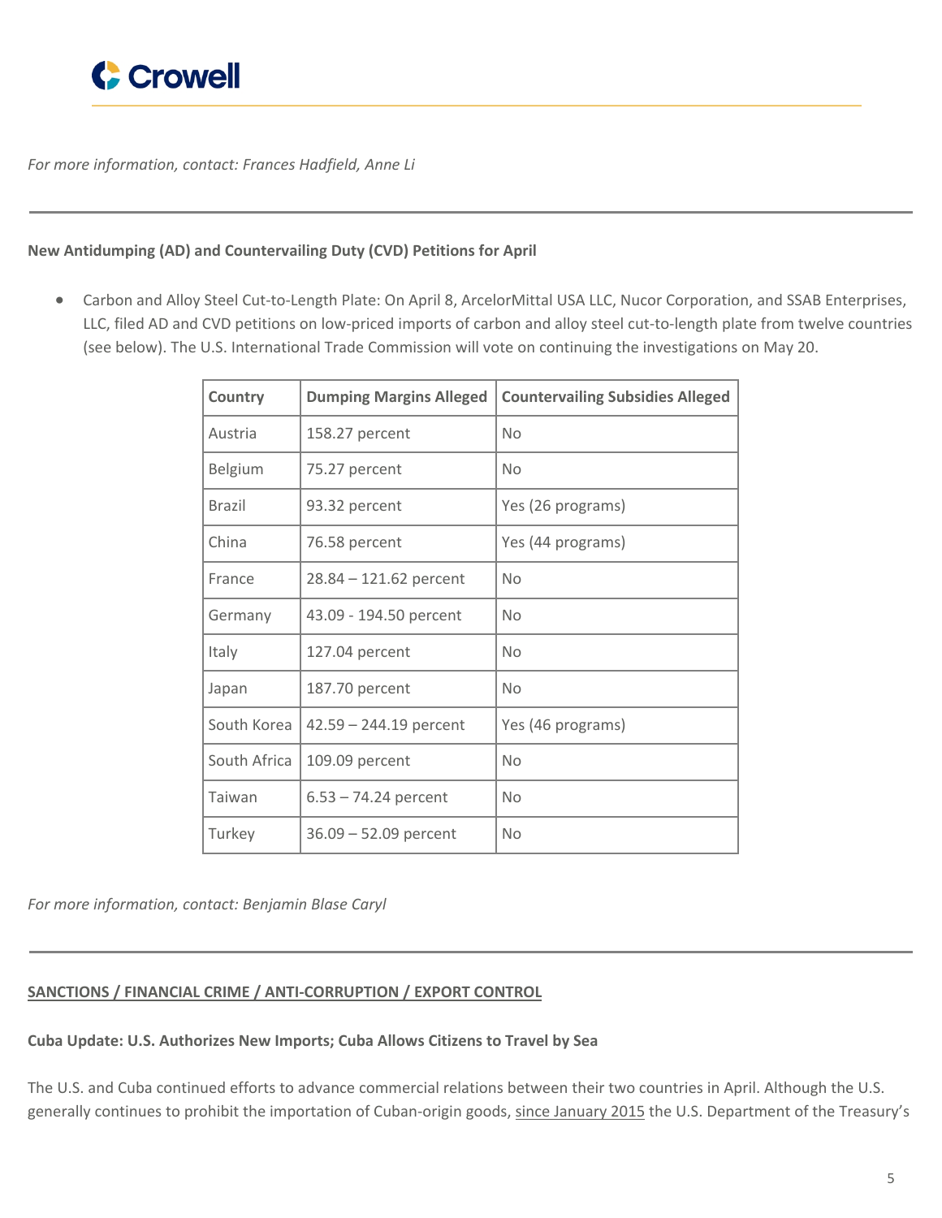*For more information, contact: Frances Hadfield, Anne Li*

---

**New Antidumping (AD) and Countervailing Duty (CVD) Petitions for April**

- Carbon and Alloy Steel Cut-to-Length Plate: On April 8, ArcelorMittal USA LLC, Nucor Corporation, and SSAB Enterprises, LLC, filed AD and CVD petitions on low-priced imports of carbon and alloy steel cut-to-length plate from twelve countries (see below). The U.S. International Trade Commission will vote on continuing the investigations on May 20.

| Country | Dumping Margins Alleged | Countervailing Subsidies Alleged |
|---|---|---|
| Austria | 158.27 percent | No |
| Belgium | 75.27 percent | No |
| Brazil | 93.32 percent | Yes (26 programs) |
| China | 76.58 percent | Yes (44 programs) |
| France | 28.84 – 121.62 percent | No |
| Germany | 43.09 - 194.50 percent | No |
| Italy | 127.04 percent | No |
| Japan | 187.70 percent | No |
| South Korea | 42.59 – 244.19 percent | Yes (46 programs) |
| South Africa | 109.09 percent | No |
| Taiwan | 6.53 – 74.24 percent | No |
| Turkey | 36.09 – 52.09 percent | No |

*For more information, contact: Benjamin Blase Caryl*

---

## SANCTIONS / FINANCIAL CRIME / ANTI-CORRUPTION / EXPORT CONTROL

**Cuba Update: U.S. Authorizes New Imports; Cuba Allows Citizens to Travel by Sea**

The U.S. and Cuba continued efforts to advance commercial relations between their two countries in April. Although the U.S. generally continues to prohibit the importation of Cuban-origin goods, since January 2015 the U.S. Department of the Treasury's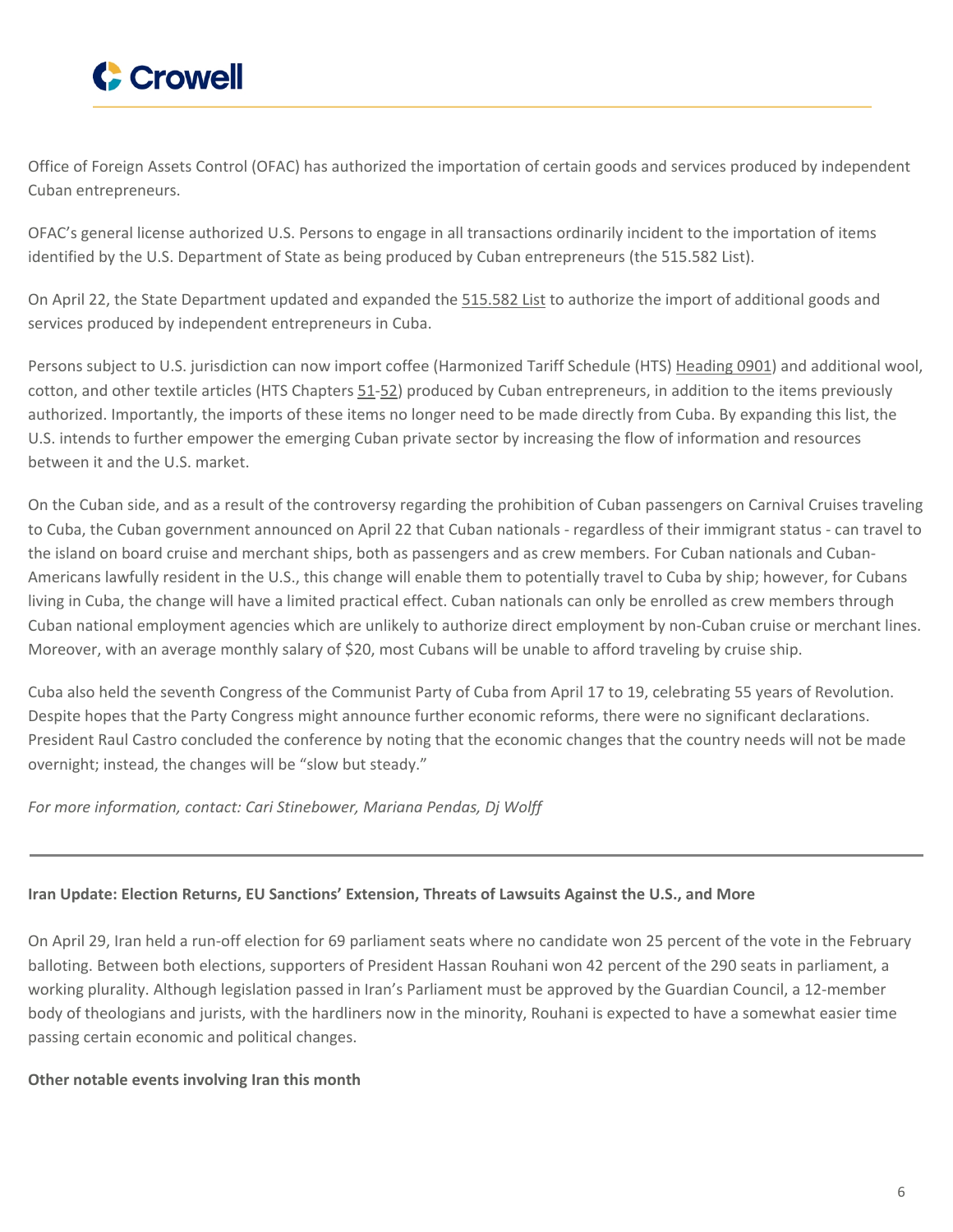Office of Foreign Assets Control (OFAC) has authorized the importation of certain goods and services produced by independent Cuban entrepreneurs.

OFAC's general license authorized U.S. Persons to engage in all transactions ordinarily incident to the importation of items identified by the U.S. Department of State as being produced by Cuban entrepreneurs (the 515.582 List).

On April 22, the State Department updated and expanded the 515.582 List to authorize the import of additional goods and services produced by independent entrepreneurs in Cuba.

Persons subject to U.S. jurisdiction can now import coffee (Harmonized Tariff Schedule (HTS) Heading 0901) and additional wool, cotton, and other textile articles (HTS Chapters 51-52) produced by Cuban entrepreneurs, in addition to the items previously authorized. Importantly, the imports of these items no longer need to be made directly from Cuba. By expanding this list, the U.S. intends to further empower the emerging Cuban private sector by increasing the flow of information and resources between it and the U.S. market.

On the Cuban side, and as a result of the controversy regarding the prohibition of Cuban passengers on Carnival Cruises traveling to Cuba, the Cuban government announced on April 22 that Cuban nationals - regardless of their immigrant status - can travel to the island on board cruise and merchant ships, both as passengers and as crew members. For Cuban nationals and Cuban-Americans lawfully resident in the U.S., this change will enable them to potentially travel to Cuba by ship; however, for Cubans living in Cuba, the change will have a limited practical effect. Cuban nationals can only be enrolled as crew members through Cuban national employment agencies which are unlikely to authorize direct employment by non-Cuban cruise or merchant lines. Moreover, with an average monthly salary of $20, most Cubans will be unable to afford traveling by cruise ship.

Cuba also held the seventh Congress of the Communist Party of Cuba from April 17 to 19, celebrating 55 years of Revolution. Despite hopes that the Party Congress might announce further economic reforms, there were no significant declarations. President Raul Castro concluded the conference by noting that the economic changes that the country needs will not be made overnight; instead, the changes will be "slow but steady."

*For more information, contact: Cari Stinebower, Mariana Pendas, Dj Wolff*

---

**Iran Update: Election Returns, EU Sanctions' Extension, Threats of Lawsuits Against the U.S., and More**

On April 29, Iran held a run-off election for 69 parliament seats where no candidate won 25 percent of the vote in the February balloting. Between both elections, supporters of President Hassan Rouhani won 42 percent of the 290 seats in parliament, a working plurality. Although legislation passed in Iran's Parliament must be approved by the Guardian Council, a 12-member body of theologians and jurists, with the hardliners now in the minority, Rouhani is expected to have a somewhat easier time passing certain economic and political changes.

**Other notable events involving Iran this month**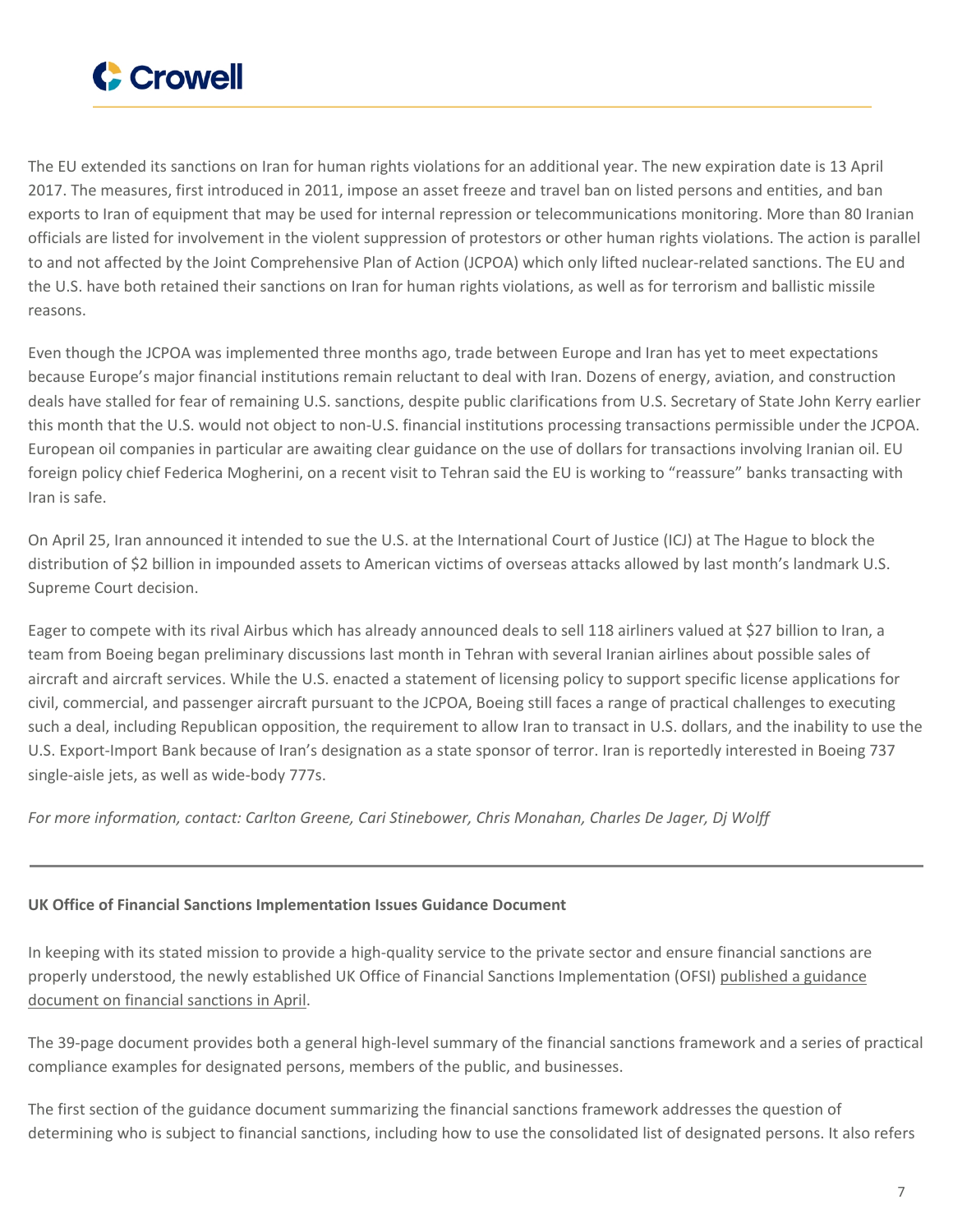The EU extended its sanctions on Iran for human rights violations for an additional year. The new expiration date is 13 April 2017. The measures, first introduced in 2011, impose an asset freeze and travel ban on listed persons and entities, and ban exports to Iran of equipment that may be used for internal repression or telecommunications monitoring. More than 80 Iranian officials are listed for involvement in the violent suppression of protestors or other human rights violations. The action is parallel to and not affected by the Joint Comprehensive Plan of Action (JCPOA) which only lifted nuclear-related sanctions. The EU and the U.S. have both retained their sanctions on Iran for human rights violations, as well as for terrorism and ballistic missile reasons.

Even though the JCPOA was implemented three months ago, trade between Europe and Iran has yet to meet expectations because Europe's major financial institutions remain reluctant to deal with Iran. Dozens of energy, aviation, and construction deals have stalled for fear of remaining U.S. sanctions, despite public clarifications from U.S. Secretary of State John Kerry earlier this month that the U.S. would not object to non-U.S. financial institutions processing transactions permissible under the JCPOA. European oil companies in particular are awaiting clear guidance on the use of dollars for transactions involving Iranian oil. EU foreign policy chief Federica Mogherini, on a recent visit to Tehran said the EU is working to "reassure" banks transacting with Iran is safe.

On April 25, Iran announced it intended to sue the U.S. at the International Court of Justice (ICJ) at The Hague to block the distribution of $2 billion in impounded assets to American victims of overseas attacks allowed by last month's landmark U.S. Supreme Court decision.

Eager to compete with its rival Airbus which has already announced deals to sell 118 airliners valued at $27 billion to Iran, a team from Boeing began preliminary discussions last month in Tehran with several Iranian airlines about possible sales of aircraft and aircraft services. While the U.S. enacted a statement of licensing policy to support specific license applications for civil, commercial, and passenger aircraft pursuant to the JCPOA, Boeing still faces a range of practical challenges to executing such a deal, including Republican opposition, the requirement to allow Iran to transact in U.S. dollars, and the inability to use the U.S. Export-Import Bank because of Iran's designation as a state sponsor of terror. Iran is reportedly interested in Boeing 737 single-aisle jets, as well as wide-body 777s.

*For more information, contact: Carlton Greene, Cari Stinebower, Chris Monahan, Charles De Jager, Dj Wolff*

---

**UK Office of Financial Sanctions Implementation Issues Guidance Document**

In keeping with its stated mission to provide a high-quality service to the private sector and ensure financial sanctions are properly understood, the newly established UK Office of Financial Sanctions Implementation (OFSI) published a guidance document on financial sanctions in April.

The 39-page document provides both a general high-level summary of the financial sanctions framework and a series of practical compliance examples for designated persons, members of the public, and businesses.

The first section of the guidance document summarizing the financial sanctions framework addresses the question of determining who is subject to financial sanctions, including how to use the consolidated list of designated persons. It also refers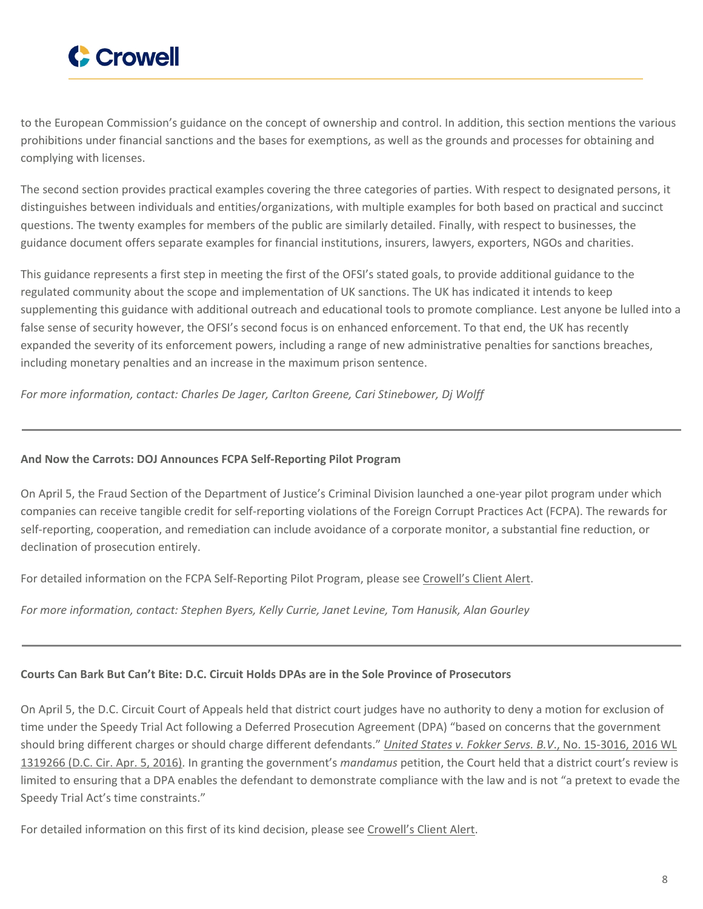to the European Commission's guidance on the concept of ownership and control. In addition, this section mentions the various prohibitions under financial sanctions and the bases for exemptions, as well as the grounds and processes for obtaining and complying with licenses.

The second section provides practical examples covering the three categories of parties. With respect to designated persons, it distinguishes between individuals and entities/organizations, with multiple examples for both based on practical and succinct questions. The twenty examples for members of the public are similarly detailed. Finally, with respect to businesses, the guidance document offers separate examples for financial institutions, insurers, lawyers, exporters, NGOs and charities.

This guidance represents a first step in meeting the first of the OFSI's stated goals, to provide additional guidance to the regulated community about the scope and implementation of UK sanctions. The UK has indicated it intends to keep supplementing this guidance with additional outreach and educational tools to promote compliance. Lest anyone be lulled into a false sense of security however, the OFSI's second focus is on enhanced enforcement. To that end, the UK has recently expanded the severity of its enforcement powers, including a range of new administrative penalties for sanctions breaches, including monetary penalties and an increase in the maximum prison sentence.

*For more information, contact: Charles De Jager, Carlton Greene, Cari Stinebower, Dj Wolff*

---

**And Now the Carrots: DOJ Announces FCPA Self-Reporting Pilot Program**

On April 5, the Fraud Section of the Department of Justice's Criminal Division launched a one-year pilot program under which companies can receive tangible credit for self-reporting violations of the Foreign Corrupt Practices Act (FCPA). The rewards for self-reporting, cooperation, and remediation can include avoidance of a corporate monitor, a substantial fine reduction, or declination of prosecution entirely.

For detailed information on the FCPA Self-Reporting Pilot Program, please see Crowell's Client Alert.

*For more information, contact: Stephen Byers, Kelly Currie, Janet Levine, Tom Hanusik, Alan Gourley*

---

**Courts Can Bark But Can't Bite: D.C. Circuit Holds DPAs are in the Sole Province of Prosecutors**

On April 5, the D.C. Circuit Court of Appeals held that district court judges have no authority to deny a motion for exclusion of time under the Speedy Trial Act following a Deferred Prosecution Agreement (DPA) "based on concerns that the government should bring different charges or should charge different defendants." *United States v. Fokker Servs. B.V.*, No. 15-3016, 2016 WL 1319266 (D.C. Cir. Apr. 5, 2016). In granting the government's *mandamus* petition, the Court held that a district court's review is limited to ensuring that a DPA enables the defendant to demonstrate compliance with the law and is not "a pretext to evade the Speedy Trial Act's time constraints."

For detailed information on this first of its kind decision, please see Crowell's Client Alert.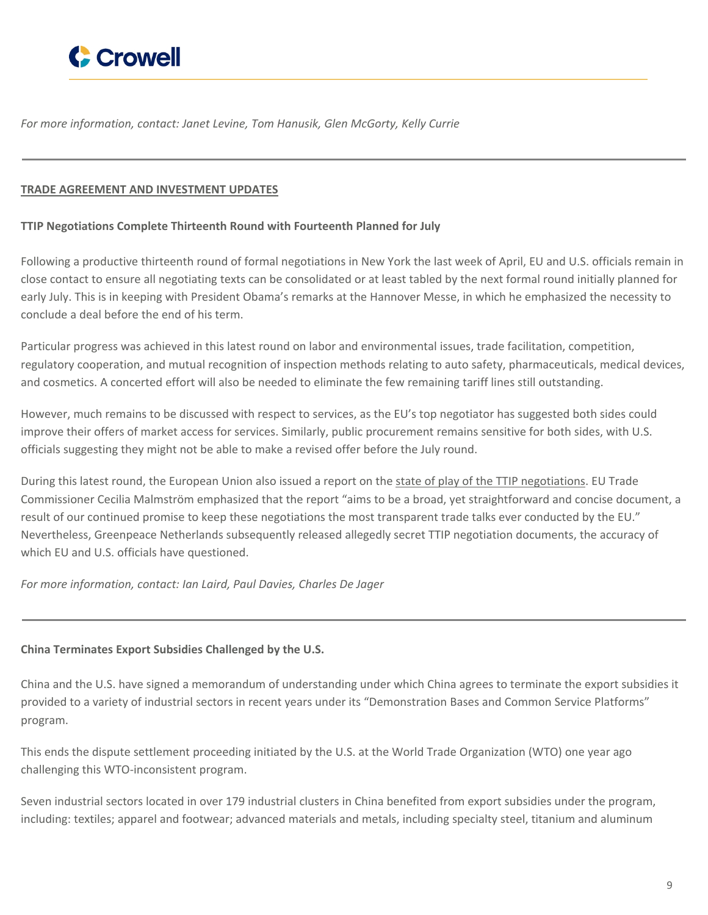*For more information, contact: Janet Levine, Tom Hanusik, Glen McGorty, Kelly Currie*

---

## TRADE AGREEMENT AND INVESTMENT UPDATES

### TTIP Negotiations Complete Thirteenth Round with Fourteenth Planned for July

Following a productive thirteenth round of formal negotiations in New York the last week of April, EU and U.S. officials remain in close contact to ensure all negotiating texts can be consolidated or at least tabled by the next formal round initially planned for early July. This is in keeping with President Obama's remarks at the Hannover Messe, in which he emphasized the necessity to conclude a deal before the end of his term.

Particular progress was achieved in this latest round on labor and environmental issues, trade facilitation, competition, regulatory cooperation, and mutual recognition of inspection methods relating to auto safety, pharmaceuticals, medical devices, and cosmetics. A concerted effort will also be needed to eliminate the few remaining tariff lines still outstanding.

However, much remains to be discussed with respect to services, as the EU's top negotiator has suggested both sides could improve their offers of market access for services. Similarly, public procurement remains sensitive for both sides, with U.S. officials suggesting they might not be able to make a revised offer before the July round.

During this latest round, the European Union also issued a report on the state of play of the TTIP negotiations. EU Trade Commissioner Cecilia Malmström emphasized that the report "aims to be a broad, yet straightforward and concise document, a result of our continued promise to keep these negotiations the most transparent trade talks ever conducted by the EU." Nevertheless, Greenpeace Netherlands subsequently released allegedly secret TTIP negotiation documents, the accuracy of which EU and U.S. officials have questioned.

*For more information, contact: Ian Laird, Paul Davies, Charles De Jager*

---

### China Terminates Export Subsidies Challenged by the U.S.

China and the U.S. have signed a memorandum of understanding under which China agrees to terminate the export subsidies it provided to a variety of industrial sectors in recent years under its "Demonstration Bases and Common Service Platforms" program.

This ends the dispute settlement proceeding initiated by the U.S. at the World Trade Organization (WTO) one year ago challenging this WTO-inconsistent program.

Seven industrial sectors located in over 179 industrial clusters in China benefited from export subsidies under the program, including: textiles; apparel and footwear; advanced materials and metals, including specialty steel, titanium and aluminum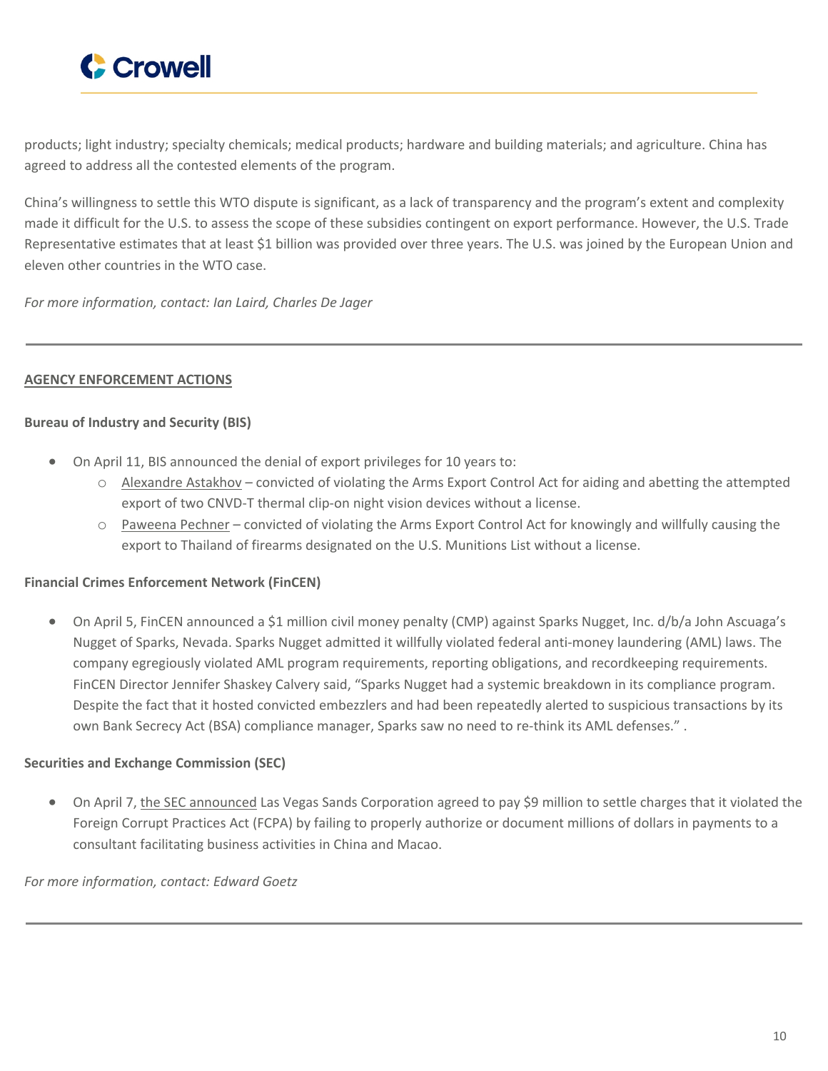products; light industry; specialty chemicals; medical products; hardware and building materials; and agriculture. China has agreed to address all the contested elements of the program.

China's willingness to settle this WTO dispute is significant, as a lack of transparency and the program's extent and complexity made it difficult for the U.S. to assess the scope of these subsidies contingent on export performance. However, the U.S. Trade Representative estimates that at least $1 billion was provided over three years. The U.S. was joined by the European Union and eleven other countries in the WTO case.

*For more information, contact: Ian Laird, Charles De Jager*

---

## AGENCY ENFORCEMENT ACTIONS

**Bureau of Industry and Security (BIS)**

- On April 11, BIS announced the denial of export privileges for 10 years to:
  - Alexandre Astakhov – convicted of violating the Arms Export Control Act for aiding and abetting the attempted export of two CNVD-T thermal clip-on night vision devices without a license.
  - Paweena Pechner – convicted of violating the Arms Export Control Act for knowingly and willfully causing the export to Thailand of firearms designated on the U.S. Munitions List without a license.

**Financial Crimes Enforcement Network (FinCEN)**

- On April 5, FinCEN announced a $1 million civil money penalty (CMP) against Sparks Nugget, Inc. d/b/a John Ascuaga's Nugget of Sparks, Nevada. Sparks Nugget admitted it willfully violated federal anti-money laundering (AML) laws. The company egregiously violated AML program requirements, reporting obligations, and recordkeeping requirements. FinCEN Director Jennifer Shaskey Calvery said, "Sparks Nugget had a systemic breakdown in its compliance program. Despite the fact that it hosted convicted embezzlers and had been repeatedly alerted to suspicious transactions by its own Bank Secrecy Act (BSA) compliance manager, Sparks saw no need to re-think its AML defenses." .

**Securities and Exchange Commission (SEC)**

- On April 7, the SEC announced Las Vegas Sands Corporation agreed to pay $9 million to settle charges that it violated the Foreign Corrupt Practices Act (FCPA) by failing to properly authorize or document millions of dollars in payments to a consultant facilitating business activities in China and Macao.

*For more information, contact: Edward Goetz*

---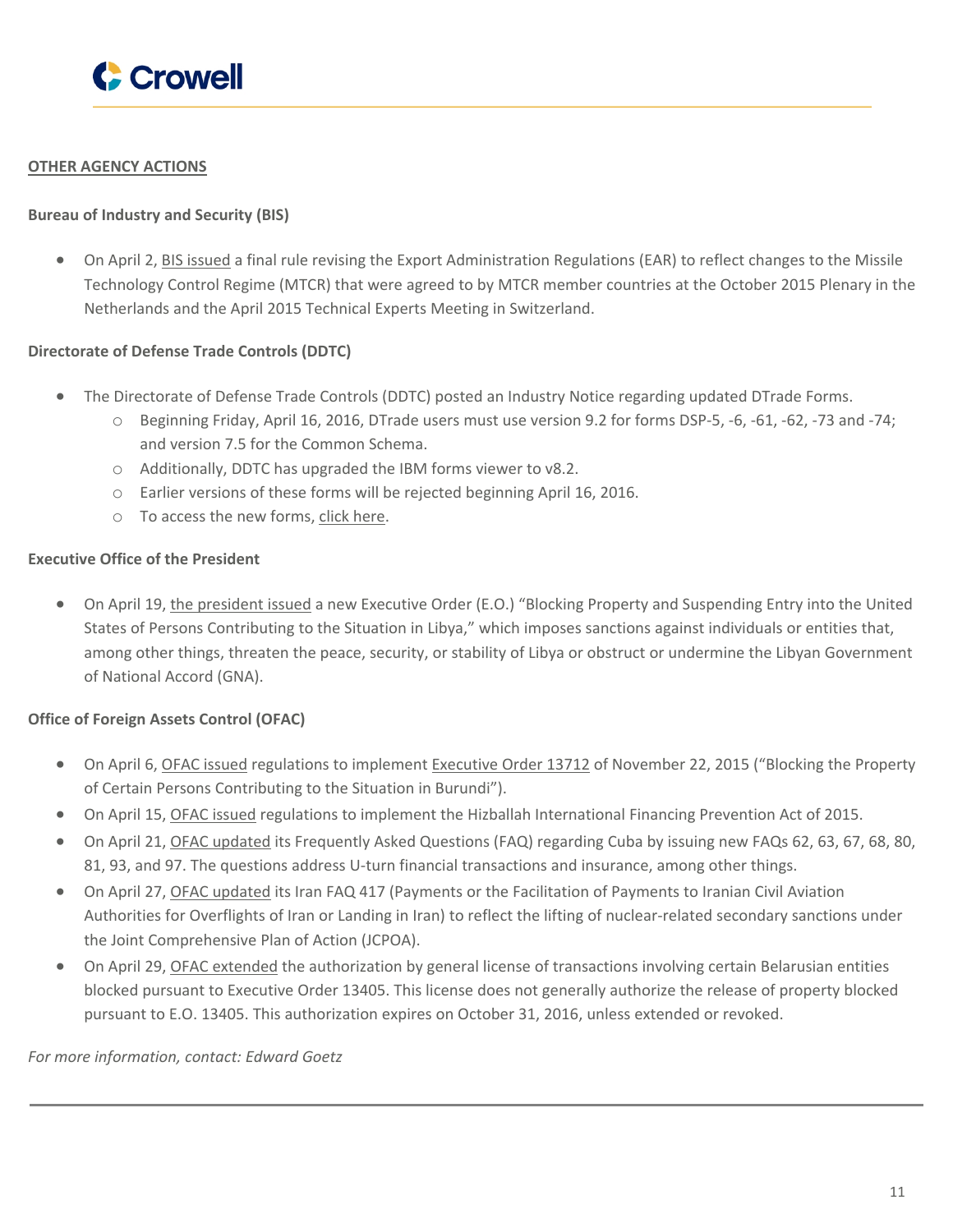**OTHER AGENCY ACTIONS**

**Bureau of Industry and Security (BIS)**

- On April 2, BIS issued a final rule revising the Export Administration Regulations (EAR) to reflect changes to the Missile Technology Control Regime (MTCR) that were agreed to by MTCR member countries at the October 2015 Plenary in the Netherlands and the April 2015 Technical Experts Meeting in Switzerland.

**Directorate of Defense Trade Controls (DDTC)**

- The Directorate of Defense Trade Controls (DDTC) posted an Industry Notice regarding updated DTrade Forms.
    - Beginning Friday, April 16, 2016, DTrade users must use version 9.2 for forms DSP-5, -6, -61, -62, -73 and -74; and version 7.5 for the Common Schema.
    - Additionally, DDTC has upgraded the IBM forms viewer to v8.2.
    - Earlier versions of these forms will be rejected beginning April 16, 2016.
    - To access the new forms, click here.

**Executive Office of the President**

- On April 19, the president issued a new Executive Order (E.O.) "Blocking Property and Suspending Entry into the United States of Persons Contributing to the Situation in Libya," which imposes sanctions against individuals or entities that, among other things, threaten the peace, security, or stability of Libya or obstruct or undermine the Libyan Government of National Accord (GNA).

**Office of Foreign Assets Control (OFAC)**

- On April 6, OFAC issued regulations to implement Executive Order 13712 of November 22, 2015 ("Blocking the Property of Certain Persons Contributing to the Situation in Burundi").
- On April 15, OFAC issued regulations to implement the Hizballah International Financing Prevention Act of 2015.
- On April 21, OFAC updated its Frequently Asked Questions (FAQ) regarding Cuba by issuing new FAQs 62, 63, 67, 68, 80, 81, 93, and 97. The questions address U-turn financial transactions and insurance, among other things.
- On April 27, OFAC updated its Iran FAQ 417 (Payments or the Facilitation of Payments to Iranian Civil Aviation Authorities for Overflights of Iran or Landing in Iran) to reflect the lifting of nuclear-related secondary sanctions under the Joint Comprehensive Plan of Action (JCPOA).
- On April 29, OFAC extended the authorization by general license of transactions involving certain Belarusian entities blocked pursuant to Executive Order 13405. This license does not generally authorize the release of property blocked pursuant to E.O. 13405. This authorization expires on October 31, 2016, unless extended or revoked.

*For more information, contact: Edward Goetz*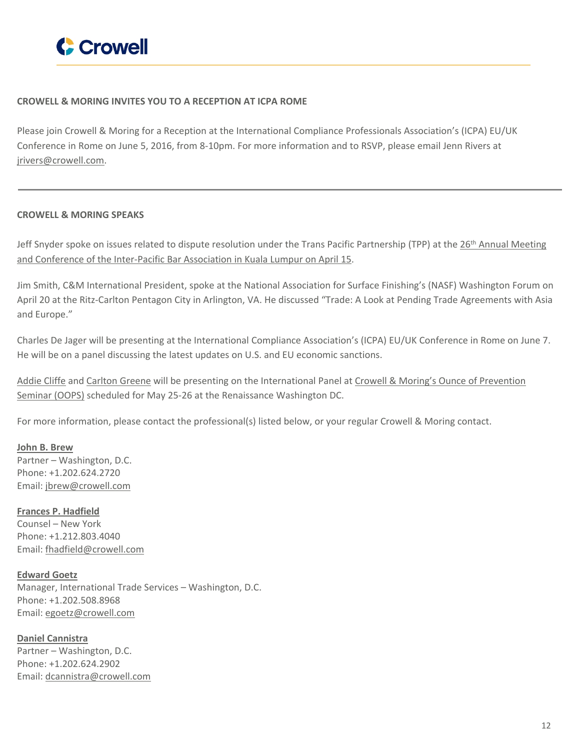**CROWELL & MORING INVITES YOU TO A RECEPTION AT ICPA ROME**

Please join Crowell & Moring for a Reception at the International Compliance Professionals Association's (ICPA) EU/UK Conference in Rome on June 5, 2016, from 8-10pm. For more information and to RSVP, please email Jenn Rivers at jrivers@crowell.com.

---

**CROWELL & MORING SPEAKS**

Jeff Snyder spoke on issues related to dispute resolution under the Trans Pacific Partnership (TPP) at the 26th Annual Meeting and Conference of the Inter-Pacific Bar Association in Kuala Lumpur on April 15.

Jim Smith, C&M International President, spoke at the National Association for Surface Finishing's (NASF) Washington Forum on April 20 at the Ritz-Carlton Pentagon City in Arlington, VA. He discussed "Trade: A Look at Pending Trade Agreements with Asia and Europe."

Charles De Jager will be presenting at the International Compliance Association's (ICPA) EU/UK Conference in Rome on June 7. He will be on a panel discussing the latest updates on U.S. and EU economic sanctions.

Addie Cliffe and Carlton Greene will be presenting on the International Panel at Crowell & Moring's Ounce of Prevention Seminar (OOPS) scheduled for May 25-26 at the Renaissance Washington DC.

For more information, please contact the professional(s) listed below, or your regular Crowell & Moring contact.

**John B. Brew**
Partner – Washington, D.C.
Phone: +1.202.624.2720
Email: jbrew@crowell.com

**Frances P. Hadfield**
Counsel – New York
Phone: +1.212.803.4040
Email: fhadfield@crowell.com

**Edward Goetz**
Manager, International Trade Services – Washington, D.C.
Phone: +1.202.508.8968
Email: egoetz@crowell.com

**Daniel Cannistra**
Partner – Washington, D.C.
Phone: +1.202.624.2902
Email: dcannistra@crowell.com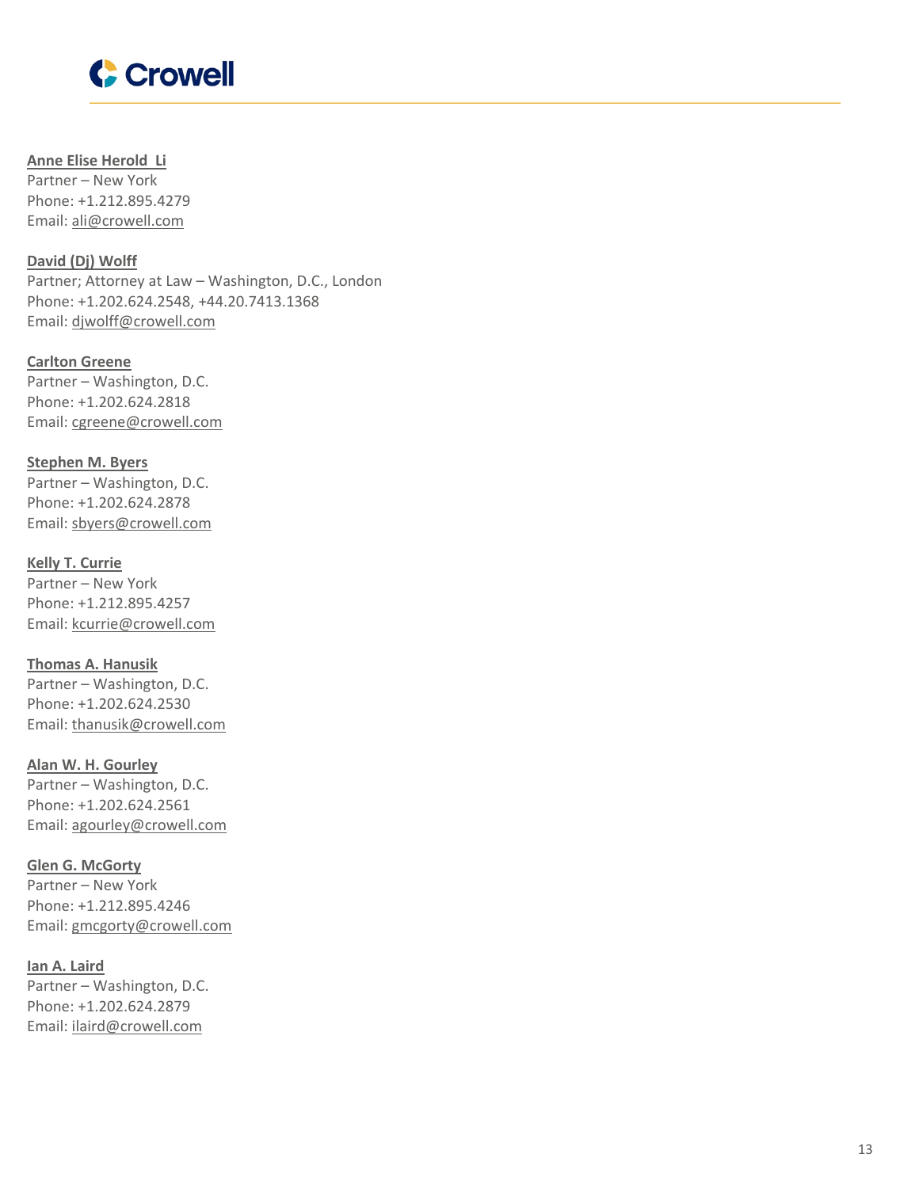**Anne Elise Herold Li**
Partner – New York
Phone: +1.212.895.4279
Email: ali@crowell.com

**David (Dj) Wolff**
Partner; Attorney at Law – Washington, D.C., London
Phone: +1.202.624.2548, +44.20.7413.1368
Email: djwolff@crowell.com

**Carlton Greene**
Partner – Washington, D.C.
Phone: +1.202.624.2818
Email: cgreene@crowell.com

**Stephen M. Byers**
Partner – Washington, D.C.
Phone: +1.202.624.2878
Email: sbyers@crowell.com

**Kelly T. Currie**
Partner – New York
Phone: +1.212.895.4257
Email: kcurrie@crowell.com

**Thomas A. Hanusik**
Partner – Washington, D.C.
Phone: +1.202.624.2530
Email: thanusik@crowell.com

**Alan W. H. Gourley**
Partner – Washington, D.C.
Phone: +1.202.624.2561
Email: agourley@crowell.com

**Glen G. McGorty**
Partner – New York
Phone: +1.212.895.4246
Email: gmcgorty@crowell.com

**Ian A. Laird**
Partner – Washington, D.C.
Phone: +1.202.624.2879
Email: ilaird@crowell.com